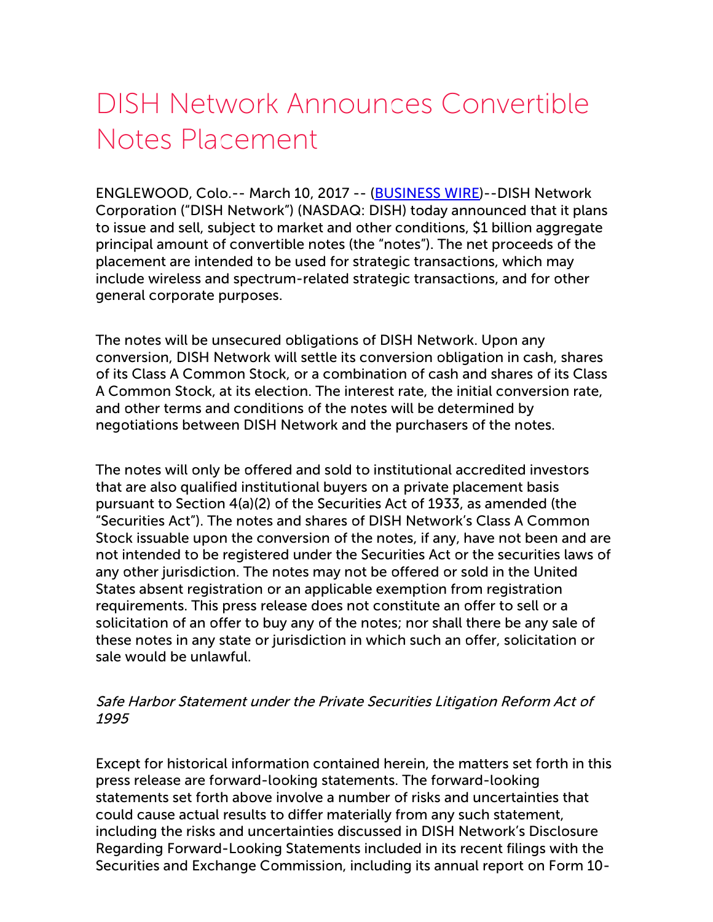# DISH Network Announces Convertible Notes Placement

ENGLEWOOD, Colo.-- March 10, 2017 -- (BUSINESS WIRE)--DISH Network Corporation ("DISH Network") (NASDAQ: DISH) today announced that it plans to issue and sell, subject to market and other conditions, $1 billion aggregate principal amount of convertible notes (the "notes"). The net proceeds of the placement are intended to be used for strategic transactions, which may include wireless and spectrum-related strategic transactions, and for other general corporate purposes.

The notes will be unsecured obligations of DISH Network. Upon any conversion, DISH Network will settle its conversion obligation in cash, shares of its Class A Common Stock, or a combination of cash and shares of its Class A Common Stock, at its election. The interest rate, the initial conversion rate, and other terms and conditions of the notes will be determined by negotiations between DISH Network and the purchasers of the notes.

The notes will only be offered and sold to institutional accredited investors that are also qualified institutional buyers on a private placement basis pursuant to Section 4(a)(2) of the Securities Act of 1933, as amended (the "Securities Act"). The notes and shares of DISH Network's Class A Common Stock issuable upon the conversion of the notes, if any, have not been and are not intended to be registered under the Securities Act or the securities laws of any other jurisdiction. The notes may not be offered or sold in the United States absent registration or an applicable exemption from registration requirements. This press release does not constitute an offer to sell or a solicitation of an offer to buy any of the notes; nor shall there be any sale of these notes in any state or jurisdiction in which such an offer, solicitation or sale would be unlawful.

*Safe Harbor Statement under the Private Securities Litigation Reform Act of 1995*

Except for historical information contained herein, the matters set forth in this press release are forward-looking statements. The forward-looking statements set forth above involve a number of risks and uncertainties that could cause actual results to differ materially from any such statement, including the risks and uncertainties discussed in DISH Network's Disclosure Regarding Forward-Looking Statements included in its recent filings with the Securities and Exchange Commission, including its annual report on Form 10-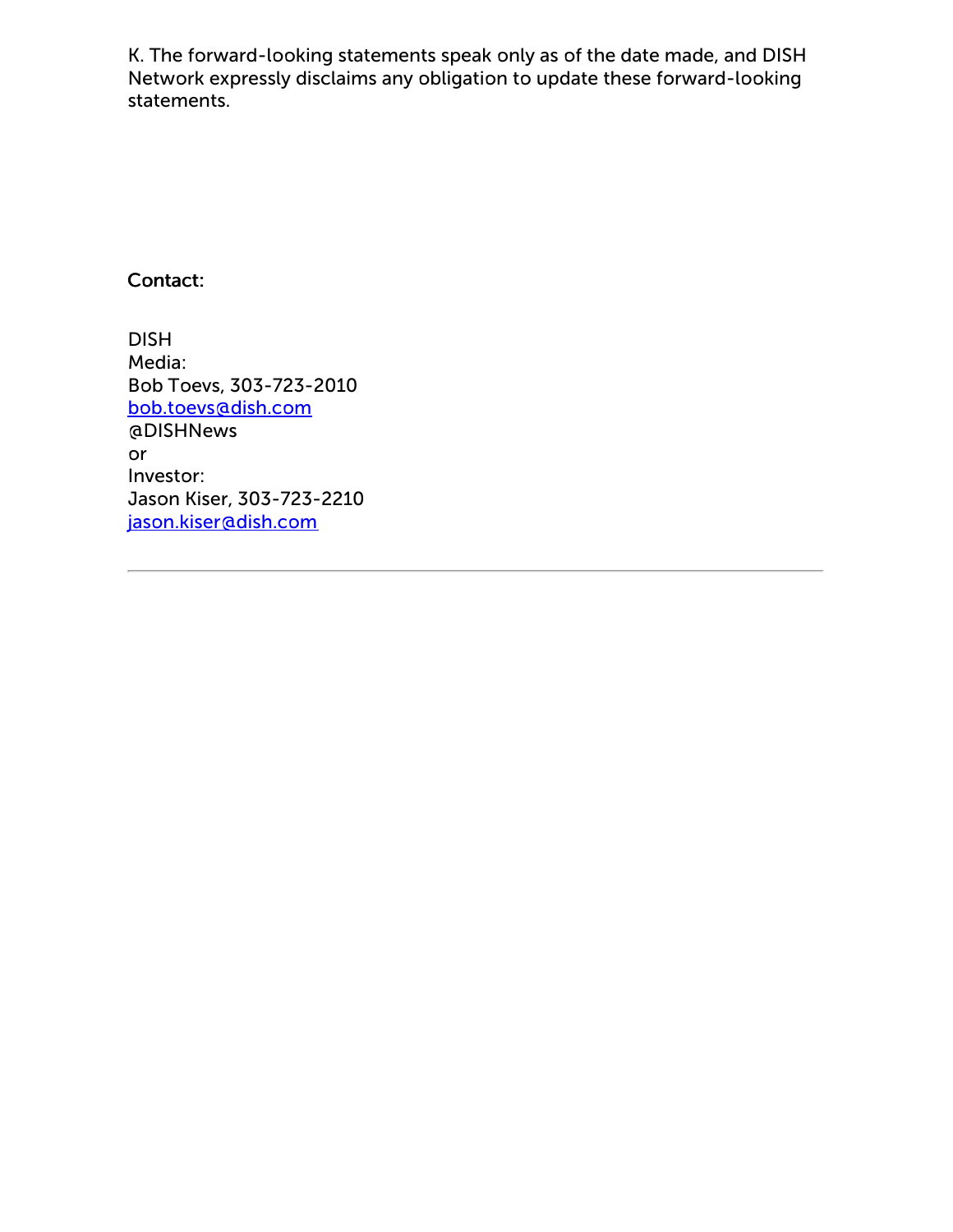K. The forward-looking statements speak only as of the date made, and DISH Network expressly disclaims any obligation to update these forward-looking statements.

**Contact:**

DISH
Media:
Bob Toevs, 303-723-2010
bob.toevs@dish.com
@DISHNews
or
Investor:
Jason Kiser, 303-723-2210
jason.kiser@dish.com

---